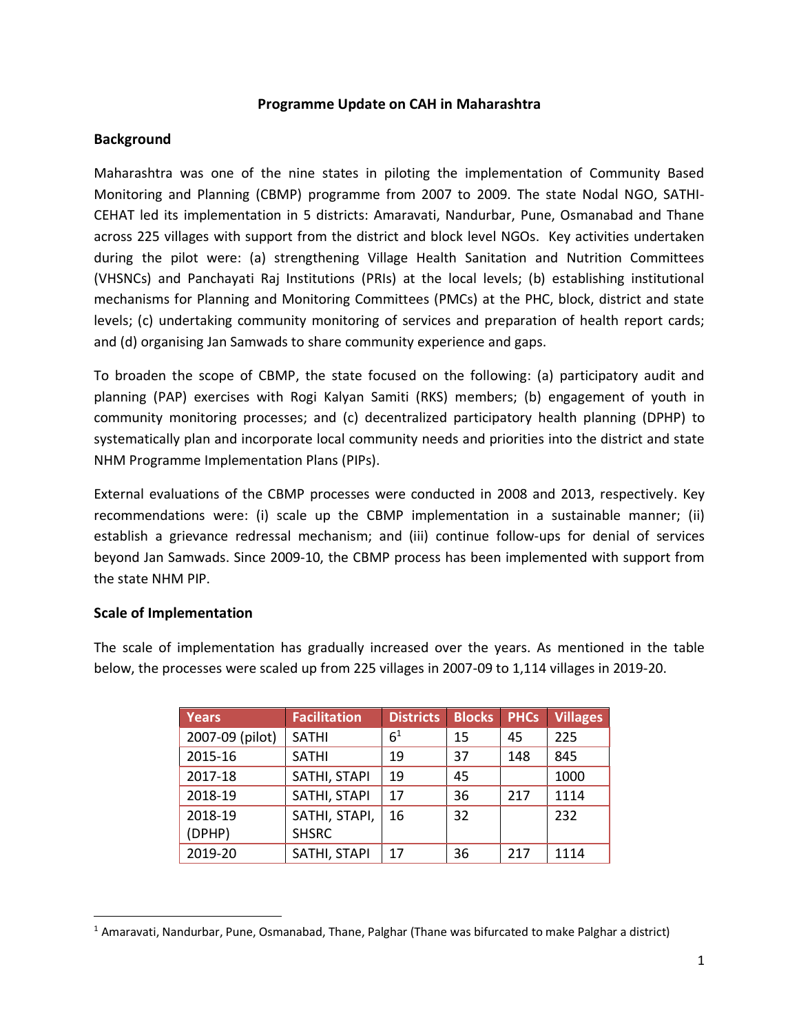# Programme Update on CAH in Maharashtra

## Background

Maharashtra was one of the nine states in piloting the implementation of Community Based Monitoring and Planning (CBMP) programme from 2007 to 2009. The state Nodal NGO, SATHI-CEHAT led its implementation in 5 districts: Amaravati, Nandurbar, Pune, Osmanabad and Thane across 225 villages with support from the district and block level NGOs. Key activities undertaken during the pilot were: (a) strengthening Village Health Sanitation and Nutrition Committees (VHSNCs) and Panchayati Raj Institutions (PRIs) at the local levels; (b) establishing institutional mechanisms for Planning and Monitoring Committees (PMCs) at the PHC, block, district and state levels; (c) undertaking community monitoring of services and preparation of health report cards; and (d) organising Jan Samwads to share community experience and gaps.

To broaden the scope of CBMP, the state focused on the following: (a) participatory audit and planning (PAP) exercises with Rogi Kalyan Samiti (RKS) members; (b) engagement of youth in community monitoring processes; and (c) decentralized participatory health planning (DPHP) to systematically plan and incorporate local community needs and priorities into the district and state NHM Programme Implementation Plans (PIPs).

External evaluations of the CBMP processes were conducted in 2008 and 2013, respectively. Key recommendations were: (i) scale up the CBMP implementation in a sustainable manner; (ii) establish a grievance redressal mechanism; and (iii) continue follow-ups for denial of services beyond Jan Samwads. Since 2009-10, the CBMP process has been implemented with support from the state NHM PIP.

## Scale of Implementation

The scale of implementation has gradually increased over the years. As mentioned in the table below, the processes were scaled up from 225 villages in 2007-09 to 1,114 villages in 2019-20.

| Years | Facilitation | Districts | Blocks | PHCs | Villages |
|---|---|---|---|---|---|
| 2007-09 (pilot) | SATHI | 6[1] | 15 | 45 | 225 |
| 2015-16 | SATHI | 19 | 37 | 148 | 845 |
| 2017-18 | SATHI, STAPI | 19 | 45 | | 1000 |
| 2018-19 | SATHI, STAPI | 17 | 36 | 217 | 1114 |
| 2018-19 (DPHP) | SATHI, STAPI, SHSRC | 16 | 32 | | 232 |
| 2019-20 | SATHI, STAPI | 17 | 36 | 217 | 1114 |

[1] Amaravati, Nandurbar, Pune, Osmanabad, Thane, Palghar (Thane was bifurcated to make Palghar a district)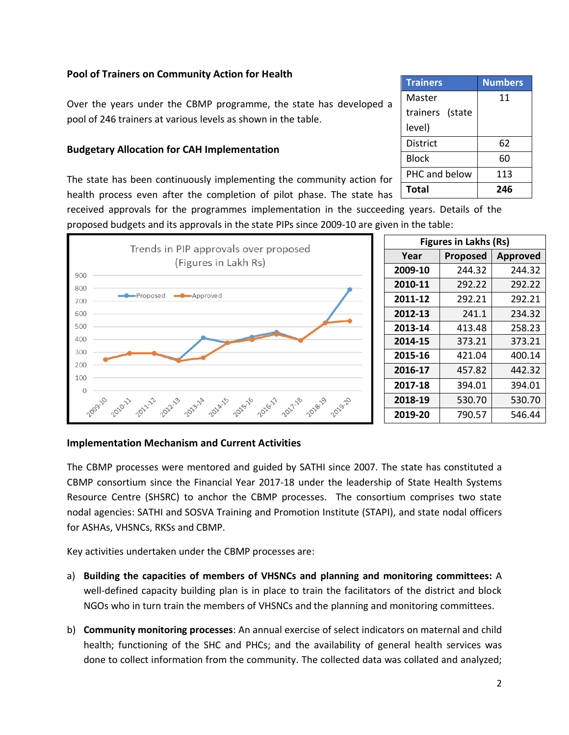### Pool of Trainers on Community Action for Health

Over the years under the CBMP programme, the state has developed a pool of 246 trainers at various levels as shown in the table.

| Trainers | Numbers |
|---|---|
| Master trainers (state level) | 11 |
| District | 62 |
| Block | 60 |
| PHC and below | 113 |
| **Total** | **246** |

### Budgetary Allocation for CAH Implementation

The state has been continuously implementing the community action for health process even after the completion of pilot phase. The state has received approvals for the programmes implementation in the succeeding years. Details of the proposed budgets and its approvals in the state PIPs since 2009-10 are given in the table:

| Figures in Lakhs (Rs) | | |
|---|---|---|
| Year | Proposed | Approved |
| **2009-10** | 244.32 | 244.32 |
| **2010-11** | 292.22 | 292.22 |
| **2011-12** | 292.21 | 292.21 |
| **2012-13** | 241.1 | 234.32 |
| **2013-14** | 413.48 | 258.23 |
| **2014-15** | 373.21 | 373.21 |
| **2015-16** | 421.04 | 400.14 |
| **2016-17** | 457.82 | 442.32 |
| **2017-18** | 394.01 | 394.01 |
| **2018-19** | 530.70 | 530.70 |
| **2019-20** | 790.57 | 546.44 |

### Implementation Mechanism and Current Activities

The CBMP processes were mentored and guided by SATHI since 2007. The state has constituted a CBMP consortium since the Financial Year 2017-18 under the leadership of State Health Systems Resource Centre (SHSRC) to anchor the CBMP processes. The consortium comprises two state nodal agencies: SATHI and SOSVA Training and Promotion Institute (STAPI), and state nodal officers for ASHAs, VHSNCs, RKSs and CBMP.

Key activities undertaken under the CBMP processes are:

a) **Building the capacities of members of VHSNCs and planning and monitoring committees:** A well-defined capacity building plan is in place to train the facilitators of the district and block NGOs who in turn train the members of VHSNCs and the planning and monitoring committees.

b) **Community monitoring processes**: An annual exercise of select indicators on maternal and child health; functioning of the SHC and PHCs; and the availability of general health services was done to collect information from the community. The collected data was collated and analyzed;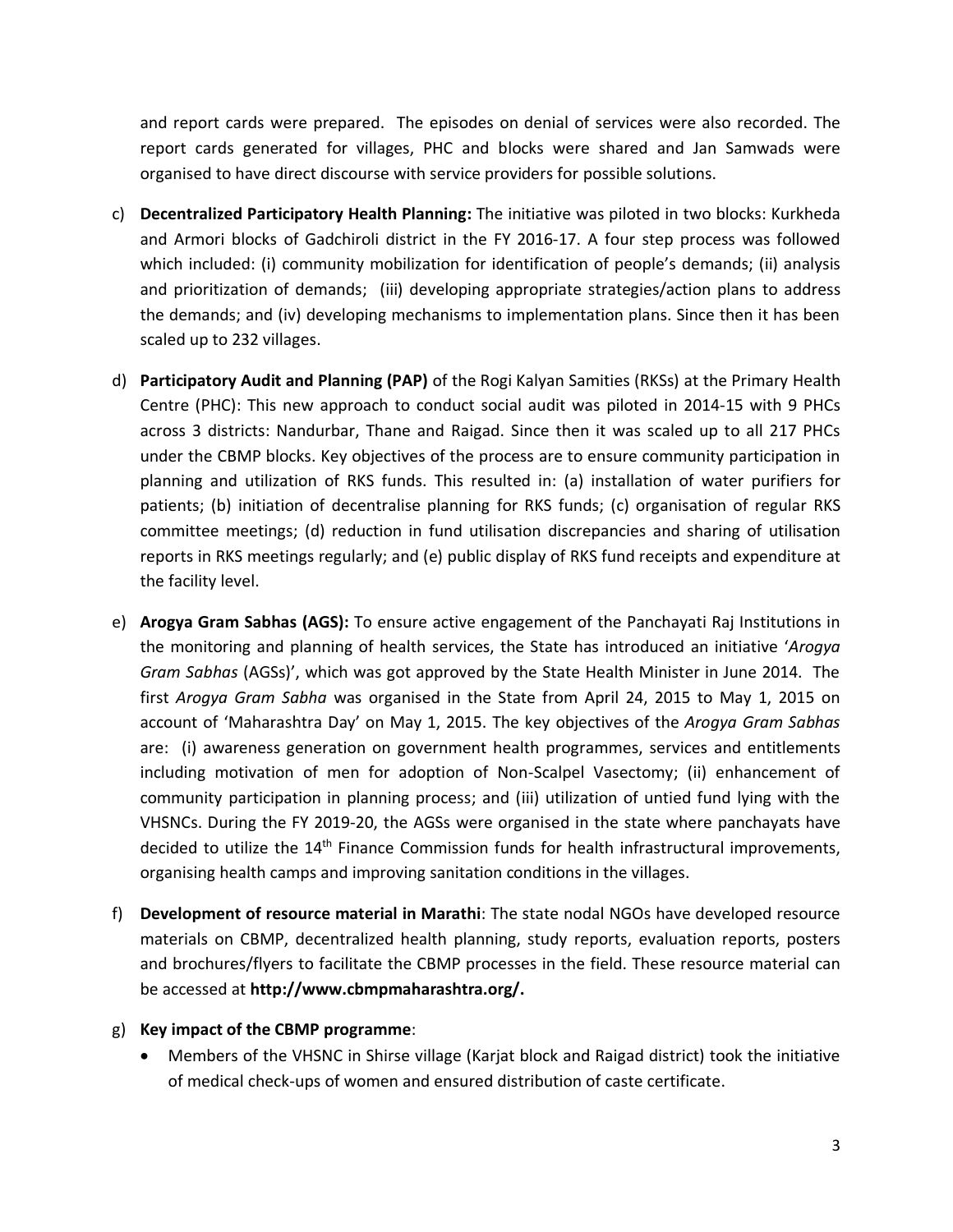and report cards were prepared. The episodes on denial of services were also recorded. The report cards generated for villages, PHC and blocks were shared and Jan Samwads were organised to have direct discourse with service providers for possible solutions.

c) **Decentralized Participatory Health Planning:** The initiative was piloted in two blocks: Kurkheda and Armori blocks of Gadchiroli district in the FY 2016-17. A four step process was followed which included: (i) community mobilization for identification of people's demands; (ii) analysis and prioritization of demands; (iii) developing appropriate strategies/action plans to address the demands; and (iv) developing mechanisms to implementation plans. Since then it has been scaled up to 232 villages.

d) **Participatory Audit and Planning (PAP)** of the Rogi Kalyan Samities (RKSs) at the Primary Health Centre (PHC): This new approach to conduct social audit was piloted in 2014-15 with 9 PHCs across 3 districts: Nandurbar, Thane and Raigad. Since then it was scaled up to all 217 PHCs under the CBMP blocks. Key objectives of the process are to ensure community participation in planning and utilization of RKS funds. This resulted in: (a) installation of water purifiers for patients; (b) initiation of decentralise planning for RKS funds; (c) organisation of regular RKS committee meetings; (d) reduction in fund utilisation discrepancies and sharing of utilisation reports in RKS meetings regularly; and (e) public display of RKS fund receipts and expenditure at the facility level.

e) **Arogya Gram Sabhas (AGS):** To ensure active engagement of the Panchayati Raj Institutions in the monitoring and planning of health services, the State has introduced an initiative '*Arogya Gram Sabhas* (AGSs)', which was got approved by the State Health Minister in June 2014. The first *Arogya Gram Sabha* was organised in the State from April 24, 2015 to May 1, 2015 on account of 'Maharashtra Day' on May 1, 2015. The key objectives of the *Arogya Gram Sabhas* are: (i) awareness generation on government health programmes, services and entitlements including motivation of men for adoption of Non-Scalpel Vasectomy; (ii) enhancement of community participation in planning process; and (iii) utilization of untied fund lying with the VHSNCs. During the FY 2019-20, the AGSs were organised in the state where panchayats have decided to utilize the 14th Finance Commission funds for health infrastructural improvements, organising health camps and improving sanitation conditions in the villages.

f) **Development of resource material in Marathi**: The state nodal NGOs have developed resource materials on CBMP, decentralized health planning, study reports, evaluation reports, posters and brochures/flyers to facilitate the CBMP processes in the field. These resource material can be accessed at **http://www.cbmpmaharashtra.org/.**

g) **Key impact of the CBMP programme**:
   - Members of the VHSNC in Shirse village (Karjat block and Raigad district) took the initiative of medical check-ups of women and ensured distribution of caste certificate.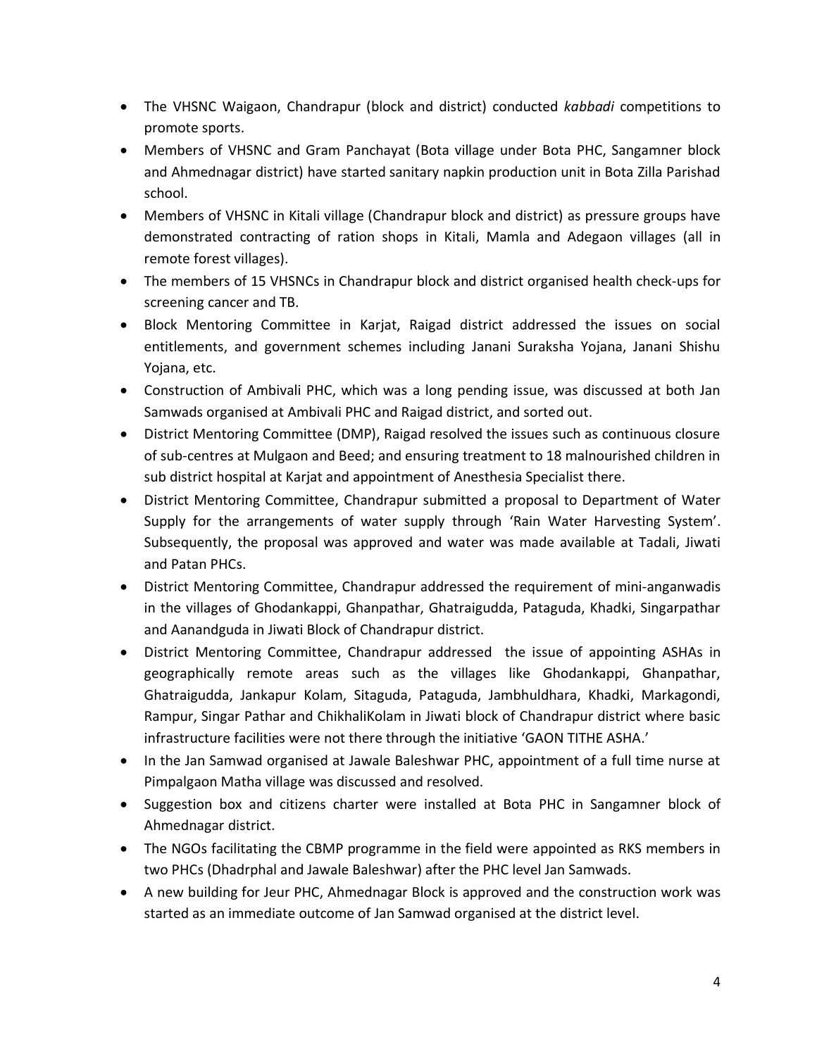- The VHSNC Waigaon, Chandrapur (block and district) conducted *kabbadi* competitions to promote sports.
- Members of VHSNC and Gram Panchayat (Bota village under Bota PHC, Sangamner block and Ahmednagar district) have started sanitary napkin production unit in Bota Zilla Parishad school.
- Members of VHSNC in Kitali village (Chandrapur block and district) as pressure groups have demonstrated contracting of ration shops in Kitali, Mamla and Adegaon villages (all in remote forest villages).
- The members of 15 VHSNCs in Chandrapur block and district organised health check-ups for screening cancer and TB.
- Block Mentoring Committee in Karjat, Raigad district addressed the issues on social entitlements, and government schemes including Janani Suraksha Yojana, Janani Shishu Yojana, etc.
- Construction of Ambivali PHC, which was a long pending issue, was discussed at both Jan Samwads organised at Ambivali PHC and Raigad district, and sorted out.
- District Mentoring Committee (DMP), Raigad resolved the issues such as continuous closure of sub-centres at Mulgaon and Beed; and ensuring treatment to 18 malnourished children in sub district hospital at Karjat and appointment of Anesthesia Specialist there.
- District Mentoring Committee, Chandrapur submitted a proposal to Department of Water Supply for the arrangements of water supply through 'Rain Water Harvesting System'. Subsequently, the proposal was approved and water was made available at Tadali, Jiwati and Patan PHCs.
- District Mentoring Committee, Chandrapur addressed the requirement of mini-anganwadis in the villages of Ghodankappi, Ghanpathar, Ghatraigudda, Pataguda, Khadki, Singarpathar and Aanandguda in Jiwati Block of Chandrapur district.
- District Mentoring Committee, Chandrapur addressed the issue of appointing ASHAs in geographically remote areas such as the villages like Ghodankappi, Ghanpathar, Ghatraigudda, Jankapur Kolam, Sitaguda, Pataguda, Jambhuldhara, Khadki, Markagondi, Rampur, Singar Pathar and ChikhaliKolam in Jiwati block of Chandrapur district where basic infrastructure facilities were not there through the initiative 'GAON TITHE ASHA.'
- In the Jan Samwad organised at Jawale Baleshwar PHC, appointment of a full time nurse at Pimpalgaon Matha village was discussed and resolved.
- Suggestion box and citizens charter were installed at Bota PHC in Sangamner block of Ahmednagar district.
- The NGOs facilitating the CBMP programme in the field were appointed as RKS members in two PHCs (Dhadrphal and Jawale Baleshwar) after the PHC level Jan Samwads.
- A new building for Jeur PHC, Ahmednagar Block is approved and the construction work was started as an immediate outcome of Jan Samwad organised at the district level.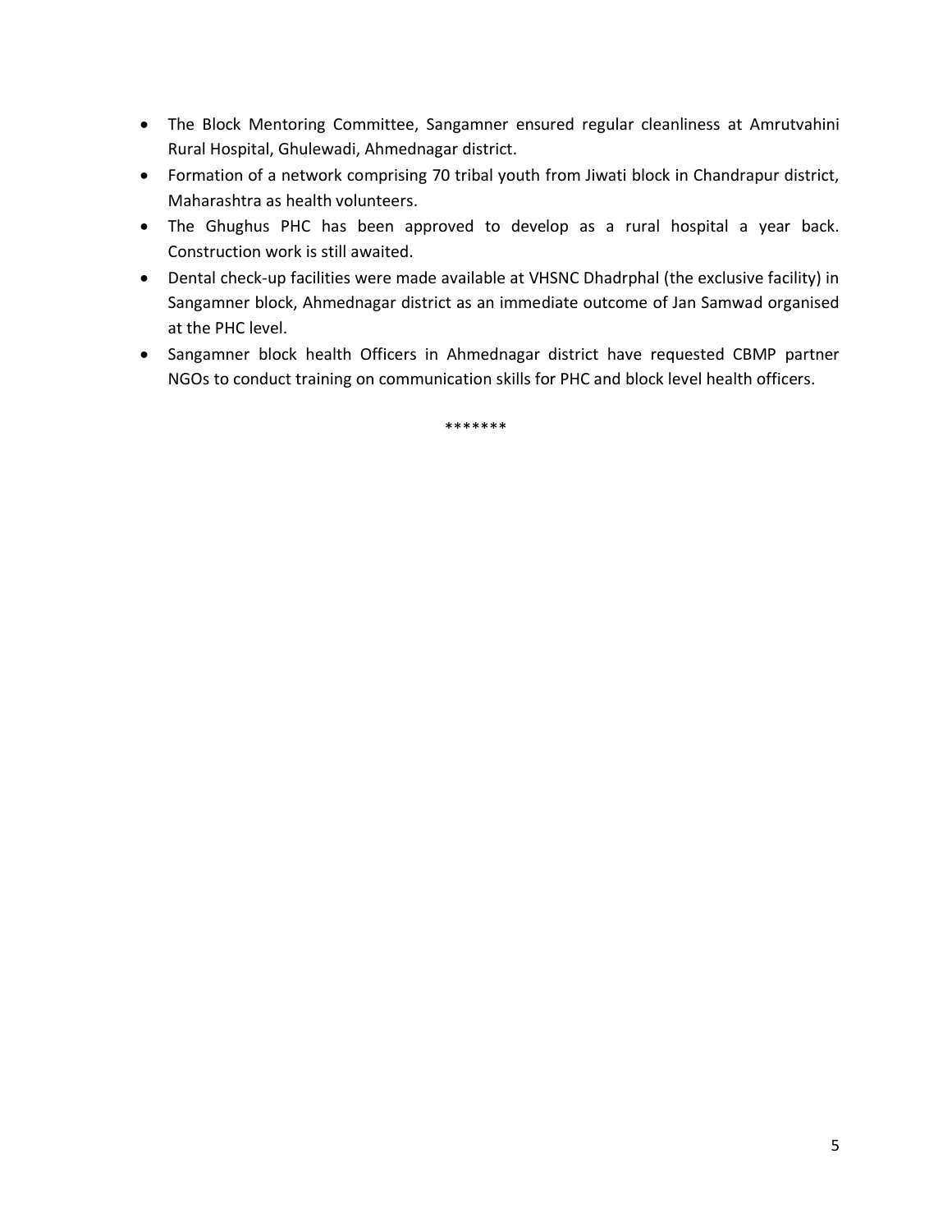- The Block Mentoring Committee, Sangamner ensured regular cleanliness at Amrutvahini Rural Hospital, Ghulewadi, Ahmednagar district.
- Formation of a network comprising 70 tribal youth from Jiwati block in Chandrapur district, Maharashtra as health volunteers.
- The Ghughus PHC has been approved to develop as a rural hospital a year back. Construction work is still awaited.
- Dental check-up facilities were made available at VHSNC Dhadrphal (the exclusive facility) in Sangamner block, Ahmednagar district as an immediate outcome of Jan Samwad organised at the PHC level.
- Sangamner block health Officers in Ahmednagar district have requested CBMP partner NGOs to conduct training on communication skills for PHC and block level health officers.

*******